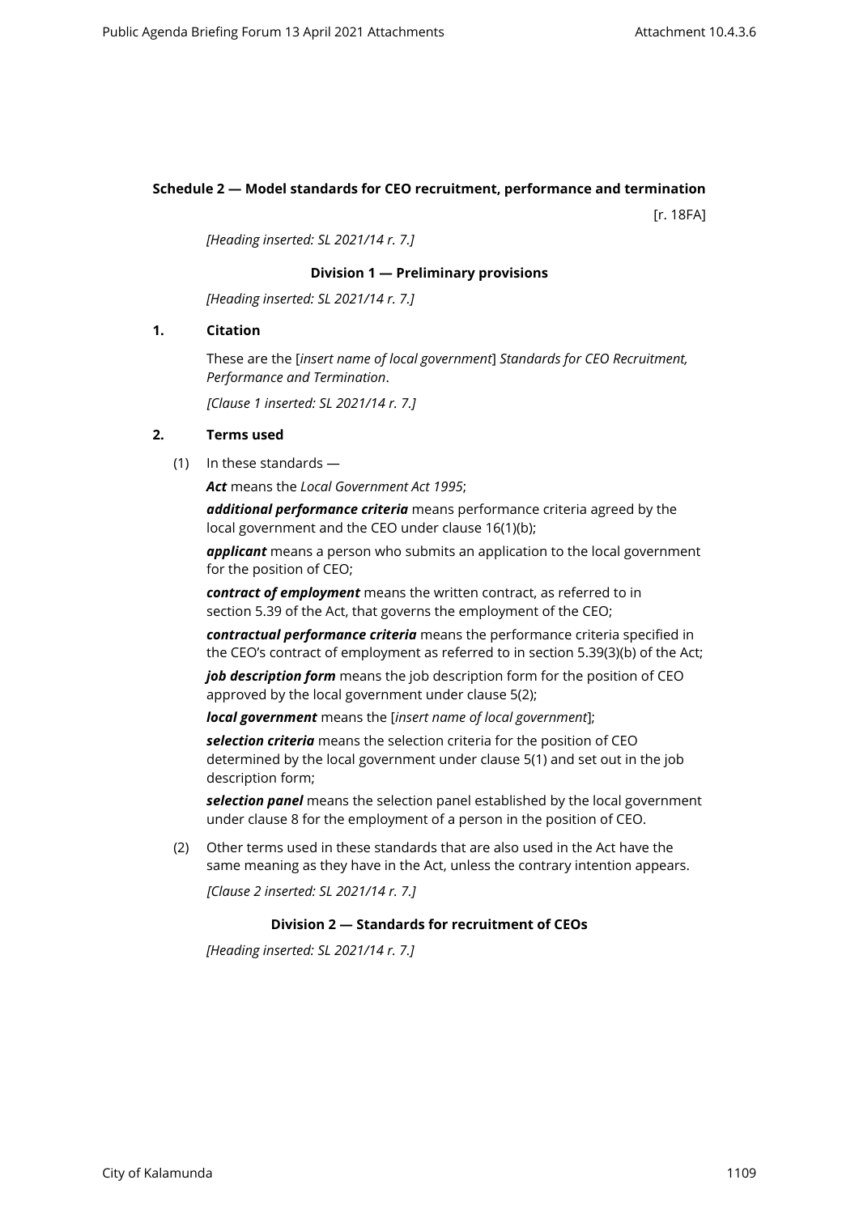## Schedule 2 — Model standards for CEO recruitment, performance and termination

[r. 18FA]

*[Heading inserted: SL 2021/14 r. 7.]*

### Division 1 — Preliminary provisions

*[Heading inserted: SL 2021/14 r. 7.]*

**1. Citation**

These are the [*insert name of local government*] *Standards for CEO Recruitment, Performance and Termination*.

*[Clause 1 inserted: SL 2021/14 r. 7.]*

**2. Terms used**

(1) In these standards —

***Act*** means the *Local Government Act 1995*;

***additional performance criteria*** means performance criteria agreed by the local government and the CEO under clause 16(1)(b);

***applicant*** means a person who submits an application to the local government for the position of CEO;

***contract of employment*** means the written contract, as referred to in section 5.39 of the Act, that governs the employment of the CEO;

***contractual performance criteria*** means the performance criteria specified in the CEO's contract of employment as referred to in section 5.39(3)(b) of the Act;

***job description form*** means the job description form for the position of CEO approved by the local government under clause 5(2);

***local government*** means the [*insert name of local government*];

***selection criteria*** means the selection criteria for the position of CEO determined by the local government under clause 5(1) and set out in the job description form;

***selection panel*** means the selection panel established by the local government under clause 8 for the employment of a person in the position of CEO.

(2) Other terms used in these standards that are also used in the Act have the same meaning as they have in the Act, unless the contrary intention appears.

*[Clause 2 inserted: SL 2021/14 r. 7.]*

### Division 2 — Standards for recruitment of CEOs

*[Heading inserted: SL 2021/14 r. 7.]*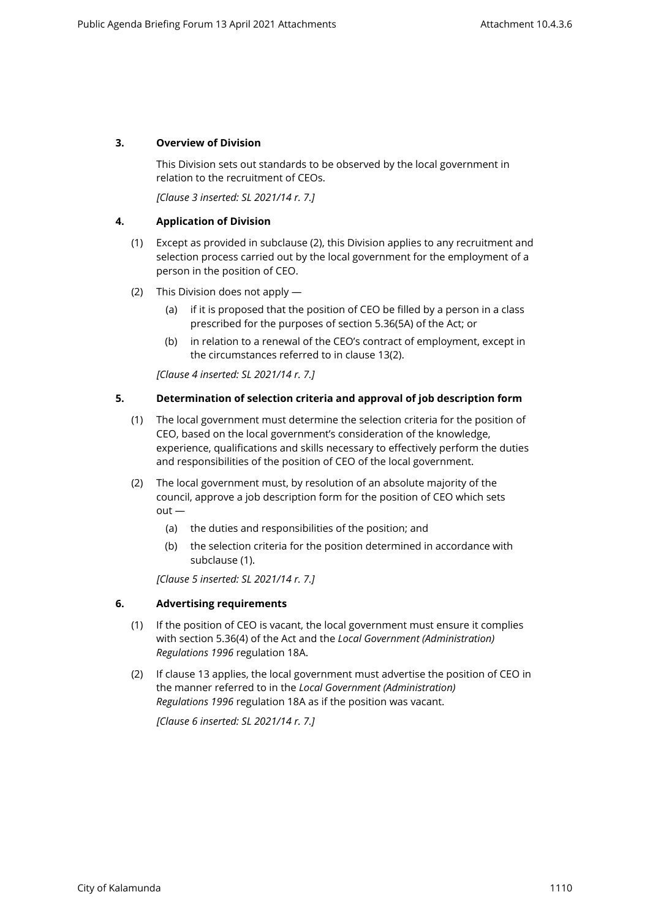### 3. Overview of Division

This Division sets out standards to be observed by the local government in relation to the recruitment of CEOs.

*[Clause 3 inserted: SL 2021/14 r. 7.]*

### 4. Application of Division

(1) Except as provided in subclause (2), this Division applies to any recruitment and selection process carried out by the local government for the employment of a person in the position of CEO.

(2) This Division does not apply —

  (a) if it is proposed that the position of CEO be filled by a person in a class prescribed for the purposes of section 5.36(5A) of the Act; or

  (b) in relation to a renewal of the CEO's contract of employment, except in the circumstances referred to in clause 13(2).

*[Clause 4 inserted: SL 2021/14 r. 7.]*

### 5. Determination of selection criteria and approval of job description form

(1) The local government must determine the selection criteria for the position of CEO, based on the local government's consideration of the knowledge, experience, qualifications and skills necessary to effectively perform the duties and responsibilities of the position of CEO of the local government.

(2) The local government must, by resolution of an absolute majority of the council, approve a job description form for the position of CEO which sets out —

  (a) the duties and responsibilities of the position; and

  (b) the selection criteria for the position determined in accordance with subclause (1).

*[Clause 5 inserted: SL 2021/14 r. 7.]*

### 6. Advertising requirements

(1) If the position of CEO is vacant, the local government must ensure it complies with section 5.36(4) of the Act and the *Local Government (Administration) Regulations 1996* regulation 18A.

(2) If clause 13 applies, the local government must advertise the position of CEO in the manner referred to in the *Local Government (Administration) Regulations 1996* regulation 18A as if the position was vacant.

*[Clause 6 inserted: SL 2021/14 r. 7.]*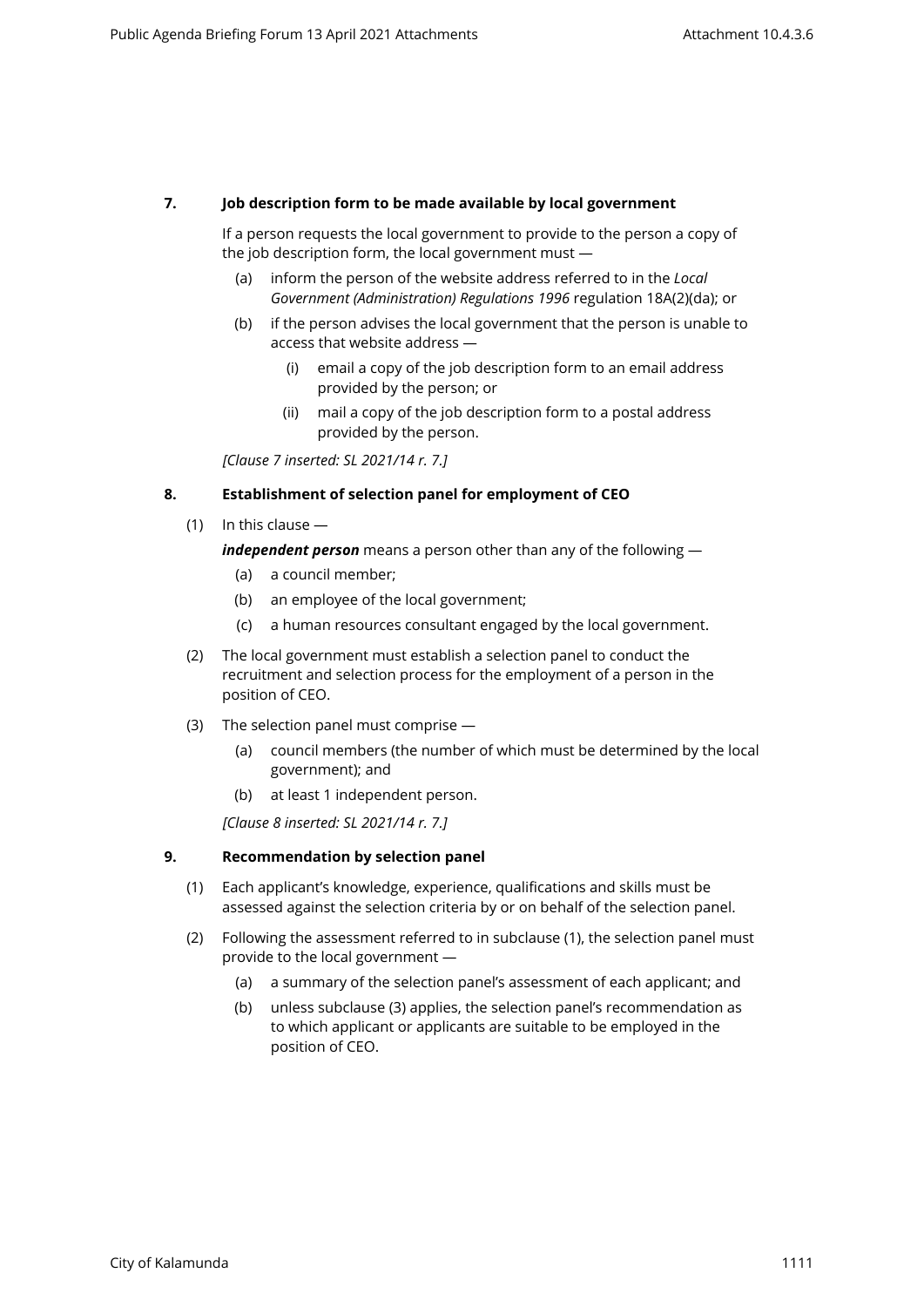**7. Job description form to be made available by local government**

If a person requests the local government to provide to the person a copy of the job description form, the local government must —

(a) inform the person of the website address referred to in the *Local Government (Administration) Regulations 1996* regulation 18A(2)(da); or

(b) if the person advises the local government that the person is unable to access that website address —

(i) email a copy of the job description form to an email address provided by the person; or

(ii) mail a copy of the job description form to a postal address provided by the person.

*[Clause 7 inserted: SL 2021/14 r. 7.]*

**8. Establishment of selection panel for employment of CEO**

(1) In this clause —

***independent person*** means a person other than any of the following —

(a) a council member;

(b) an employee of the local government;

(c) a human resources consultant engaged by the local government.

(2) The local government must establish a selection panel to conduct the recruitment and selection process for the employment of a person in the position of CEO.

(3) The selection panel must comprise —

(a) council members (the number of which must be determined by the local government); and

(b) at least 1 independent person.

*[Clause 8 inserted: SL 2021/14 r. 7.]*

**9. Recommendation by selection panel**

(1) Each applicant's knowledge, experience, qualifications and skills must be assessed against the selection criteria by or on behalf of the selection panel.

(2) Following the assessment referred to in subclause (1), the selection panel must provide to the local government —

(a) a summary of the selection panel's assessment of each applicant; and

(b) unless subclause (3) applies, the selection panel's recommendation as to which applicant or applicants are suitable to be employed in the position of CEO.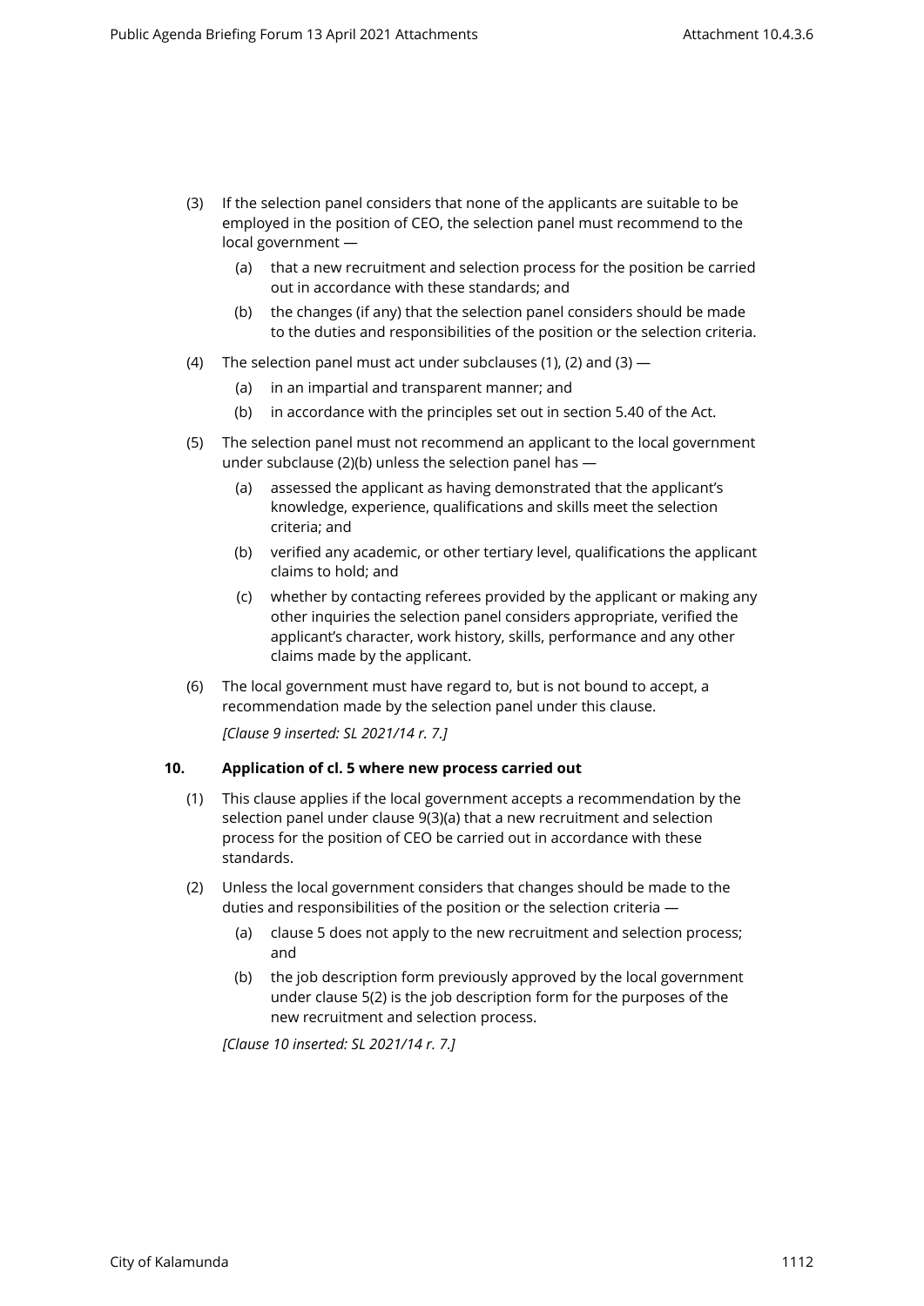(3) If the selection panel considers that none of the applicants are suitable to be employed in the position of CEO, the selection panel must recommend to the local government —

   (a) that a new recruitment and selection process for the position be carried out in accordance with these standards; and

   (b) the changes (if any) that the selection panel considers should be made to the duties and responsibilities of the position or the selection criteria.

(4) The selection panel must act under subclauses (1), (2) and (3) —

   (a) in an impartial and transparent manner; and

   (b) in accordance with the principles set out in section 5.40 of the Act.

(5) The selection panel must not recommend an applicant to the local government under subclause (2)(b) unless the selection panel has —

   (a) assessed the applicant as having demonstrated that the applicant's knowledge, experience, qualifications and skills meet the selection criteria; and

   (b) verified any academic, or other tertiary level, qualifications the applicant claims to hold; and

   (c) whether by contacting referees provided by the applicant or making any other inquiries the selection panel considers appropriate, verified the applicant's character, work history, skills, performance and any other claims made by the applicant.

(6) The local government must have regard to, but is not bound to accept, a recommendation made by the selection panel under this clause.

*[Clause 9 inserted: SL 2021/14 r. 7.]*

### 10. Application of cl. 5 where new process carried out

(1) This clause applies if the local government accepts a recommendation by the selection panel under clause 9(3)(a) that a new recruitment and selection process for the position of CEO be carried out in accordance with these standards.

(2) Unless the local government considers that changes should be made to the duties and responsibilities of the position or the selection criteria —

   (a) clause 5 does not apply to the new recruitment and selection process; and

   (b) the job description form previously approved by the local government under clause 5(2) is the job description form for the purposes of the new recruitment and selection process.

*[Clause 10 inserted: SL 2021/14 r. 7.]*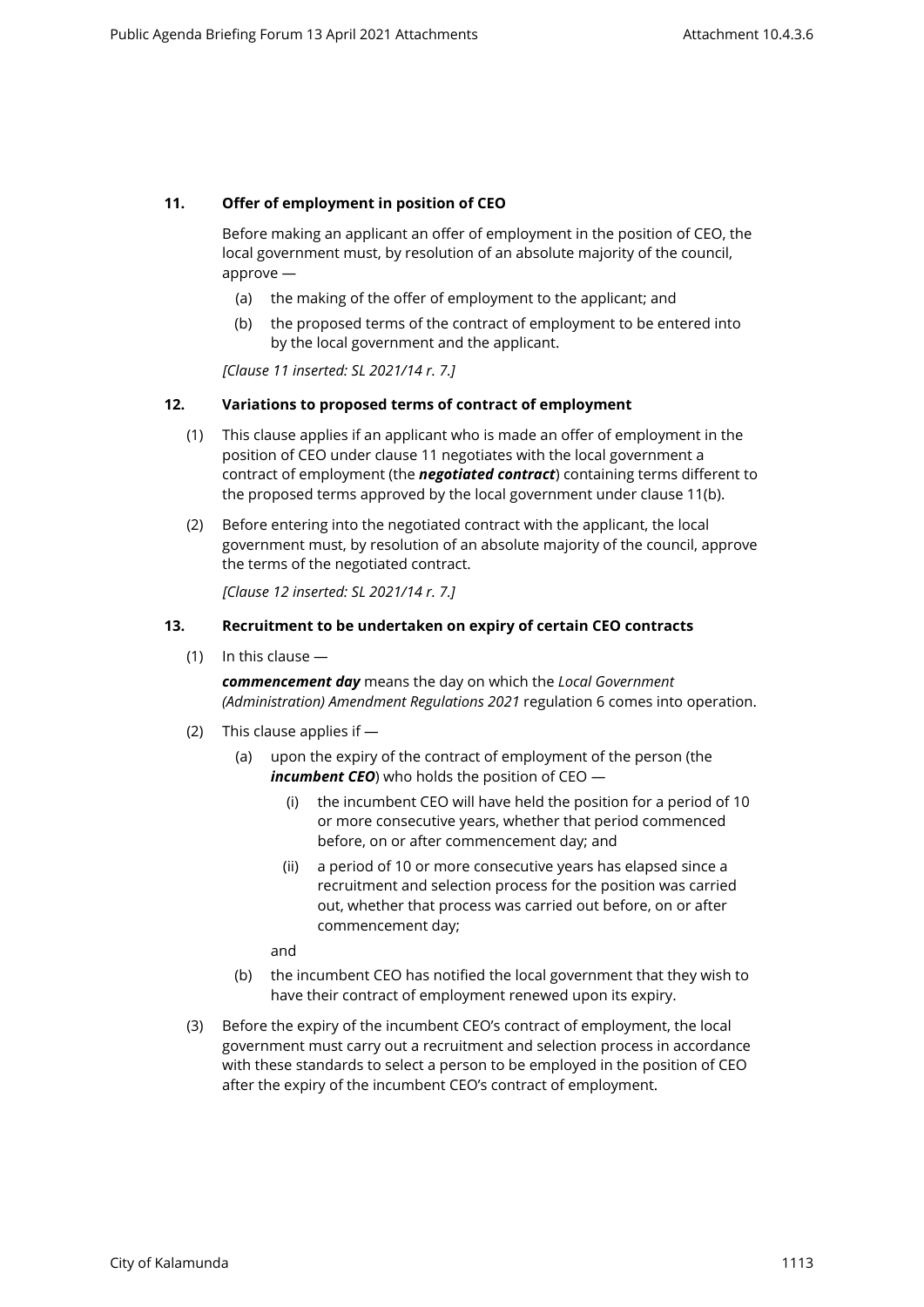### 11. Offer of employment in position of CEO

Before making an applicant an offer of employment in the position of CEO, the local government must, by resolution of an absolute majority of the council, approve —

(a) the making of the offer of employment to the applicant; and

(b) the proposed terms of the contract of employment to be entered into by the local government and the applicant.

*[Clause 11 inserted: SL 2021/14 r. 7.]*

### 12. Variations to proposed terms of contract of employment

(1) This clause applies if an applicant who is made an offer of employment in the position of CEO under clause 11 negotiates with the local government a contract of employment (the ***negotiated contract***) containing terms different to the proposed terms approved by the local government under clause 11(b).

(2) Before entering into the negotiated contract with the applicant, the local government must, by resolution of an absolute majority of the council, approve the terms of the negotiated contract.

*[Clause 12 inserted: SL 2021/14 r. 7.]*

### 13. Recruitment to be undertaken on expiry of certain CEO contracts

(1) In this clause —

***commencement day*** means the day on which the *Local Government (Administration) Amendment Regulations 2021* regulation 6 comes into operation.

(2) This clause applies if —

(a) upon the expiry of the contract of employment of the person (the ***incumbent CEO***) who holds the position of CEO —

(i) the incumbent CEO will have held the position for a period of 10 or more consecutive years, whether that period commenced before, on or after commencement day; and

(ii) a period of 10 or more consecutive years has elapsed since a recruitment and selection process for the position was carried out, whether that process was carried out before, on or after commencement day;

and

(b) the incumbent CEO has notified the local government that they wish to have their contract of employment renewed upon its expiry.

(3) Before the expiry of the incumbent CEO's contract of employment, the local government must carry out a recruitment and selection process in accordance with these standards to select a person to be employed in the position of CEO after the expiry of the incumbent CEO's contract of employment.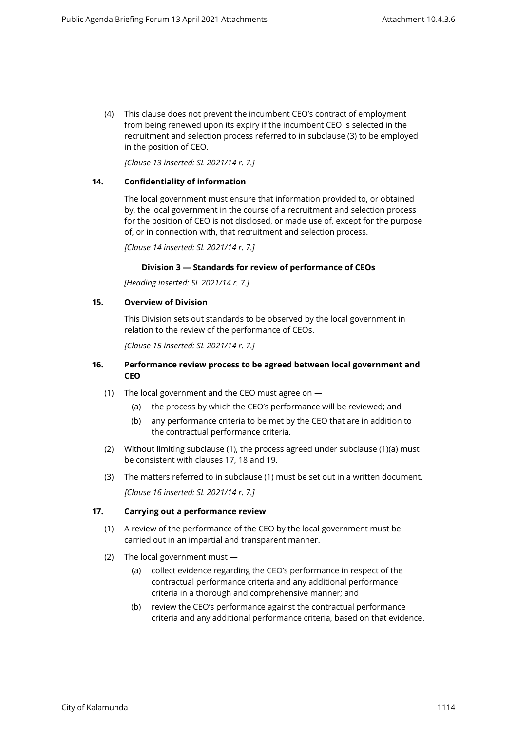(4) This clause does not prevent the incumbent CEO's contract of employment from being renewed upon its expiry if the incumbent CEO is selected in the recruitment and selection process referred to in subclause (3) to be employed in the position of CEO.

*[Clause 13 inserted: SL 2021/14 r. 7.]*

**14. Confidentiality of information**

The local government must ensure that information provided to, or obtained by, the local government in the course of a recruitment and selection process for the position of CEO is not disclosed, or made use of, except for the purpose of, or in connection with, that recruitment and selection process.

*[Clause 14 inserted: SL 2021/14 r. 7.]*

### Division 3 — Standards for review of performance of CEOs

*[Heading inserted: SL 2021/14 r. 7.]*

**15. Overview of Division**

This Division sets out standards to be observed by the local government in relation to the review of the performance of CEOs.

*[Clause 15 inserted: SL 2021/14 r. 7.]*

**16. Performance review process to be agreed between local government and CEO**

(1) The local government and the CEO must agree on —

  (a) the process by which the CEO's performance will be reviewed; and

  (b) any performance criteria to be met by the CEO that are in addition to the contractual performance criteria.

(2) Without limiting subclause (1), the process agreed under subclause (1)(a) must be consistent with clauses 17, 18 and 19.

(3) The matters referred to in subclause (1) must be set out in a written document.

*[Clause 16 inserted: SL 2021/14 r. 7.]*

**17. Carrying out a performance review**

(1) A review of the performance of the CEO by the local government must be carried out in an impartial and transparent manner.

(2) The local government must —

  (a) collect evidence regarding the CEO's performance in respect of the contractual performance criteria and any additional performance criteria in a thorough and comprehensive manner; and

  (b) review the CEO's performance against the contractual performance criteria and any additional performance criteria, based on that evidence.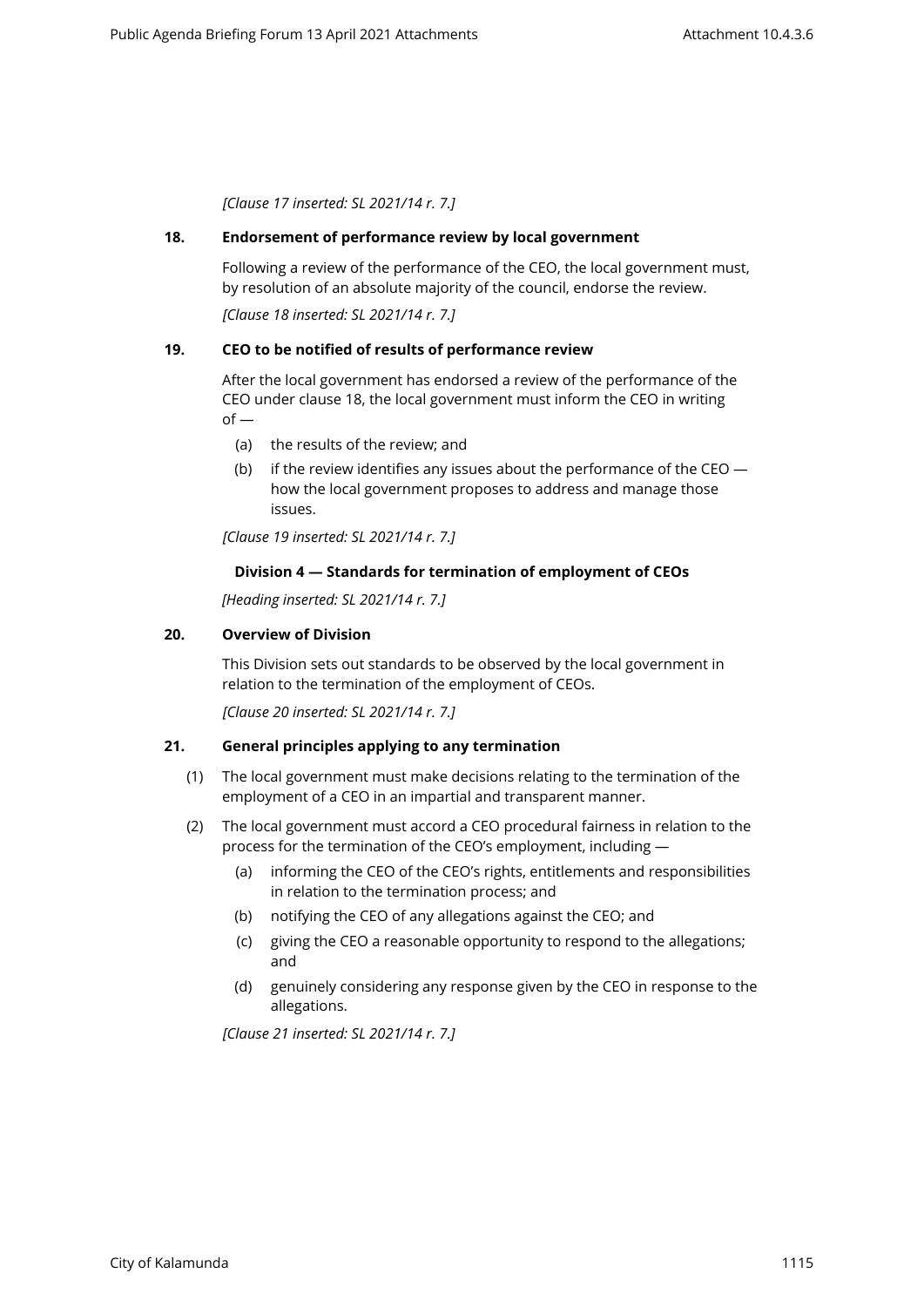*[Clause 17 inserted: SL 2021/14 r. 7.]*

**18. Endorsement of performance review by local government**

Following a review of the performance of the CEO, the local government must, by resolution of an absolute majority of the council, endorse the review.

*[Clause 18 inserted: SL 2021/14 r. 7.]*

**19. CEO to be notified of results of performance review**

After the local government has endorsed a review of the performance of the CEO under clause 18, the local government must inform the CEO in writing of —

(a) the results of the review; and

(b) if the review identifies any issues about the performance of the CEO — how the local government proposes to address and manage those issues.

*[Clause 19 inserted: SL 2021/14 r. 7.]*

**Division 4 — Standards for termination of employment of CEOs**

*[Heading inserted: SL 2021/14 r. 7.]*

**20. Overview of Division**

This Division sets out standards to be observed by the local government in relation to the termination of the employment of CEOs.

*[Clause 20 inserted: SL 2021/14 r. 7.]*

**21. General principles applying to any termination**

(1) The local government must make decisions relating to the termination of the employment of a CEO in an impartial and transparent manner.

(2) The local government must accord a CEO procedural fairness in relation to the process for the termination of the CEO's employment, including —

(a) informing the CEO of the CEO's rights, entitlements and responsibilities in relation to the termination process; and

(b) notifying the CEO of any allegations against the CEO; and

(c) giving the CEO a reasonable opportunity to respond to the allegations; and

(d) genuinely considering any response given by the CEO in response to the allegations.

*[Clause 21 inserted: SL 2021/14 r. 7.]*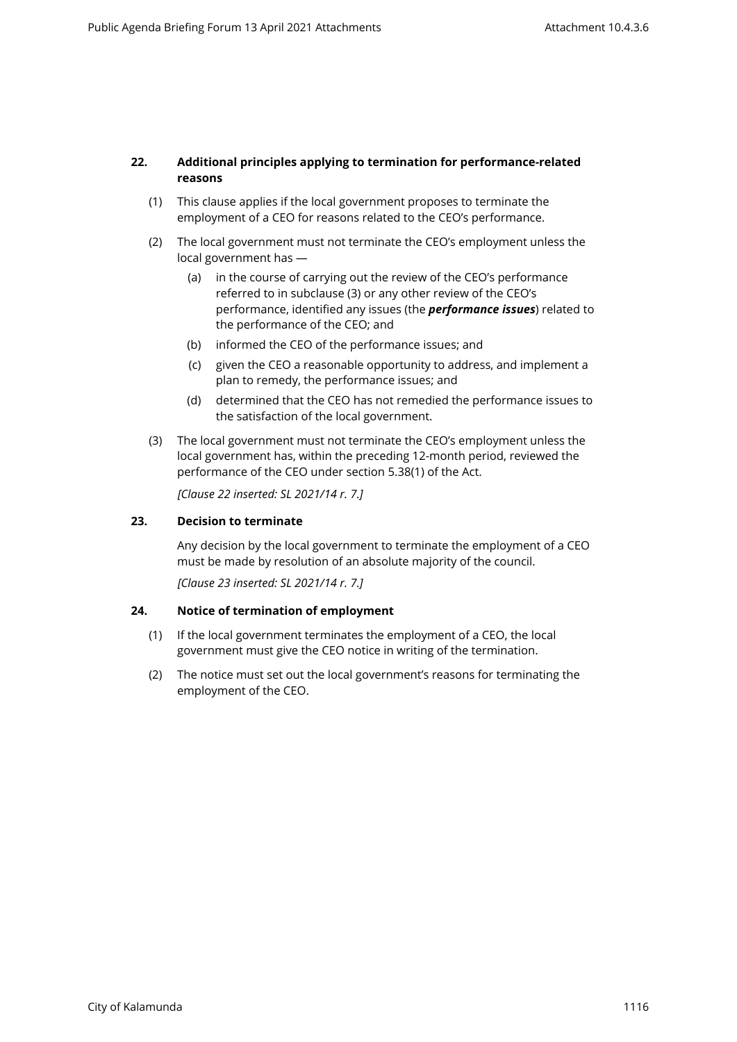**22. Additional principles applying to termination for performance-related reasons**

(1) This clause applies if the local government proposes to terminate the employment of a CEO for reasons related to the CEO's performance.

(2) The local government must not terminate the CEO's employment unless the local government has —

(a) in the course of carrying out the review of the CEO's performance referred to in subclause (3) or any other review of the CEO's performance, identified any issues (the ***performance issues***) related to the performance of the CEO; and

(b) informed the CEO of the performance issues; and

(c) given the CEO a reasonable opportunity to address, and implement a plan to remedy, the performance issues; and

(d) determined that the CEO has not remedied the performance issues to the satisfaction of the local government.

(3) The local government must not terminate the CEO's employment unless the local government has, within the preceding 12-month period, reviewed the performance of the CEO under section 5.38(1) of the Act.

*[Clause 22 inserted: SL 2021/14 r. 7.]*

**23. Decision to terminate**

Any decision by the local government to terminate the employment of a CEO must be made by resolution of an absolute majority of the council.

*[Clause 23 inserted: SL 2021/14 r. 7.]*

**24. Notice of termination of employment**

(1) If the local government terminates the employment of a CEO, the local government must give the CEO notice in writing of the termination.

(2) The notice must set out the local government's reasons for terminating the employment of the CEO.